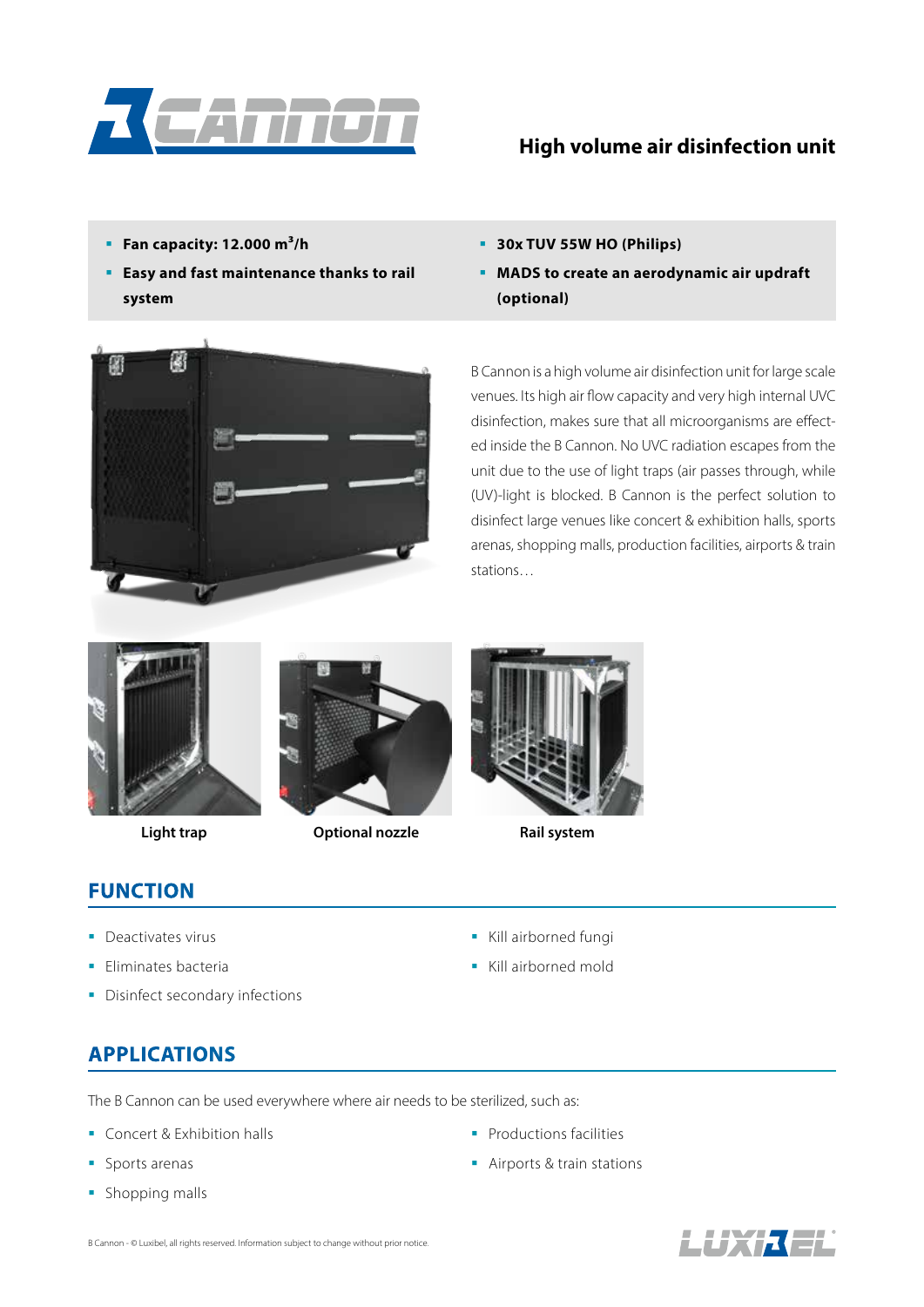# B CANNON

## High volume air disinfection unit

- **Fan capacity: 12.000 m³/h**
- **Easy and fast maintenance thanks to rail system**
- **30x TUV 55W HO (Philips)**
- **MADS to create an aerodynamic air updraft (optional)**

B Cannon is a high volume air disinfection unit for large scale venues. Its high air flow capacity and very high internal UVC disinfection, makes sure that all microorganisms are effected inside the B Cannon. No UVC radiation escapes from the unit due to the use of light traps (air passes through, while (UV)-light is blocked. B Cannon is the perfect solution to disinfect large venues like concert & exhibition halls, sports arenas, shopping malls, production facilities, airports & train stations…

**Light trap**

**Optional nozzle**

**Rail system**

## FUNCTION

- Deactivates virus
- Eliminates bacteria
- Disinfect secondary infections
- Kill airborned fungi
- Kill airborned mold

## APPLICATIONS

The B Cannon can be used everywhere where air needs to be sterilized, such as:

- Concert & Exhibition halls
- Sports arenas
- Shopping malls
- Productions facilities
- Airports & train stations

B Cannon - © Luxibel, all rights reserved. Information subject to change without prior notice.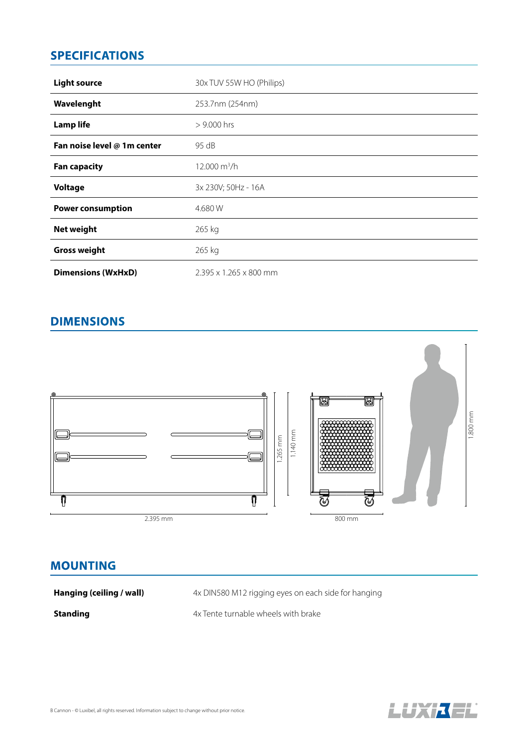## SPECIFICATIONS

| | |
|---|---|
| **Light source** | 30x TUV 55W HO (Philips) |
| **Wavelenght** | 253.7nm (254nm) |
| **Lamp life** | > 9.000 hrs |
| **Fan noise level @ 1m center** | 95 dB |
| **Fan capacity** | 12.000 $m^3$/h |
| **Voltage** | 3x 230V; 50Hz - 16A |
| **Power consumption** | 4.680 W |
| **Net weight** | 265 kg |
| **Gross weight** | 265 kg |
| **Dimensions (WxHxD)** | 2.395 x 1.265 x 800 mm |

## DIMENSIONS

2.395 mm

1.265 mm

1.140 mm

800 mm

1.800 mm

## MOUNTING

| | |
|---|---|
| **Hanging (ceiling / wall)** | 4x DIN580 M12 rigging eyes on each side for hanging |
| **Standing** | 4x Tente turnable wheels with brake |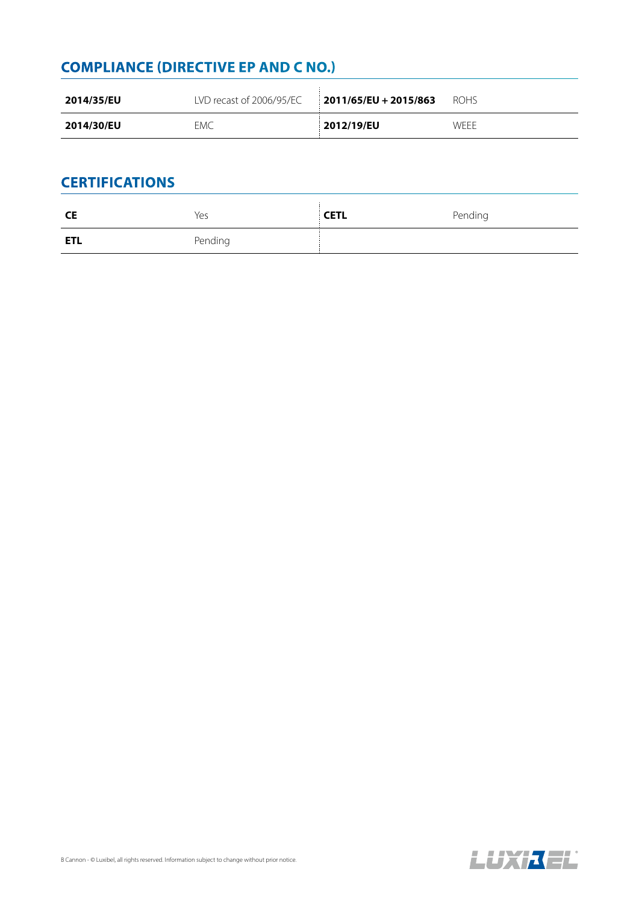## COMPLIANCE (DIRECTIVE EP AND C NO.)

| | | | |
|---|---|---|---|
| **2014/35/EU** | LVD recast of 2006/95/EC | **2011/65/EU + 2015/863** | ROHS |
| **2014/30/EU** | EMC | **2012/19/EU** | WEEE |

## CERTIFICATIONS

| | | | |
|---|---|---|---|
| **CE** | Yes | **CETL** | Pending |
| **ETL** | Pending | | |

B Cannon - © Luxibel, all rights reserved. Information subject to change without prior notice.